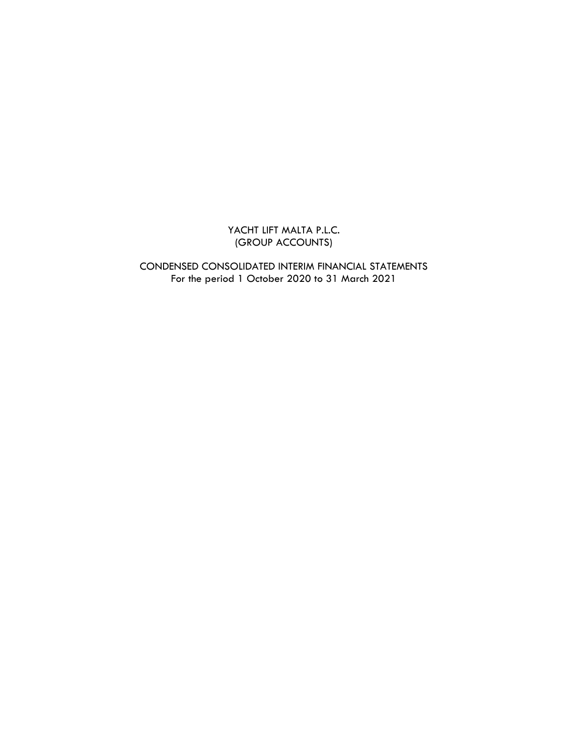# YACHT LIFT MALTA P.L.C.
# (GROUP ACCOUNTS)

## CONDENSED CONSOLIDATED INTERIM FINANCIAL STATEMENTS
For the period 1 October 2020 to 31 March 2021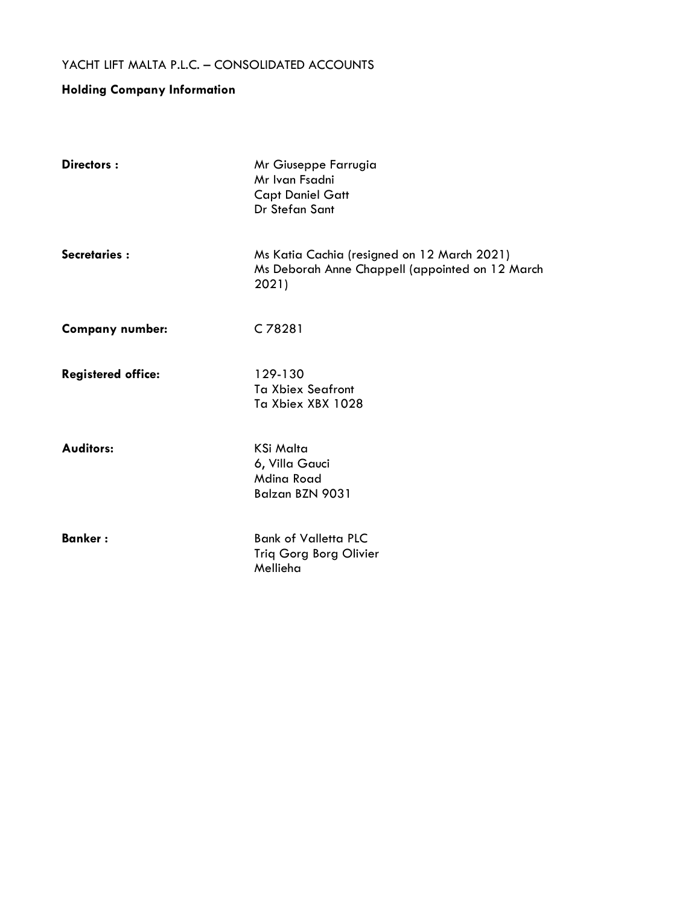YACHT LIFT MALTA P.L.C. – CONSOLIDATED ACCOUNTS

**Holding Company Information**

| | |
|---|---|
| **Directors :** | Mr Giuseppe Farrugia<br>Mr Ivan Fsadni<br>Capt Daniel Gatt<br>Dr Stefan Sant |
| **Secretaries :** | Ms Katia Cachia (resigned on 12 March 2021)<br>Ms Deborah Anne Chappell (appointed on 12 March 2021) |
| **Company number:** | C 78281 |
| **Registered office:** | 129-130<br>Ta Xbiex Seafront<br>Ta Xbiex XBX 1028 |
| **Auditors:** | KSi Malta<br>6, Villa Gauci<br>Mdina Road<br>Balzan BZN 9031 |
| **Banker :** | Bank of Valletta PLC<br>Triq Gorg Borg Olivier<br>Mellieha |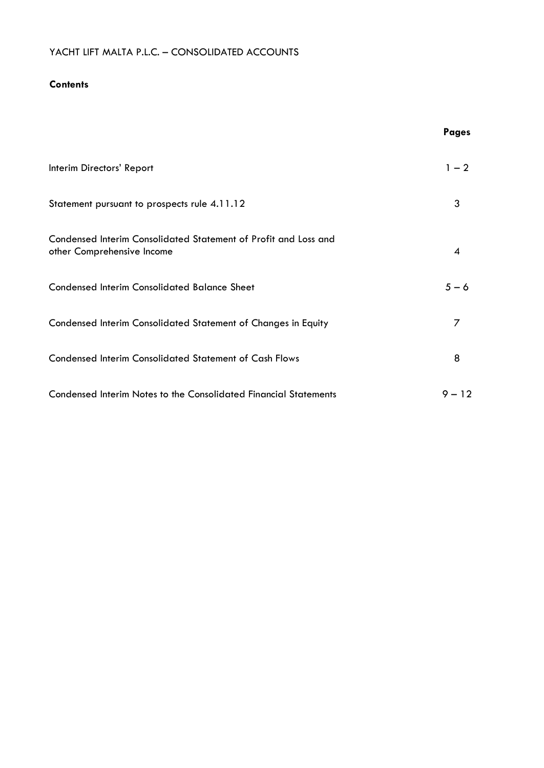YACHT LIFT MALTA P.L.C. – CONSOLIDATED ACCOUNTS

**Contents**

| | **Pages** |
|---|---|
| Interim Directors' Report | 1 – 2 |
| Statement pursuant to prospects rule 4.11.12 | 3 |
| Condensed Interim Consolidated Statement of Profit and Loss and other Comprehensive Income | 4 |
| Condensed Interim Consolidated Balance Sheet | 5 – 6 |
| Condensed Interim Consolidated Statement of Changes in Equity | 7 |
| Condensed Interim Consolidated Statement of Cash Flows | 8 |
| Condensed Interim Notes to the Consolidated Financial Statements | 9 – 12 |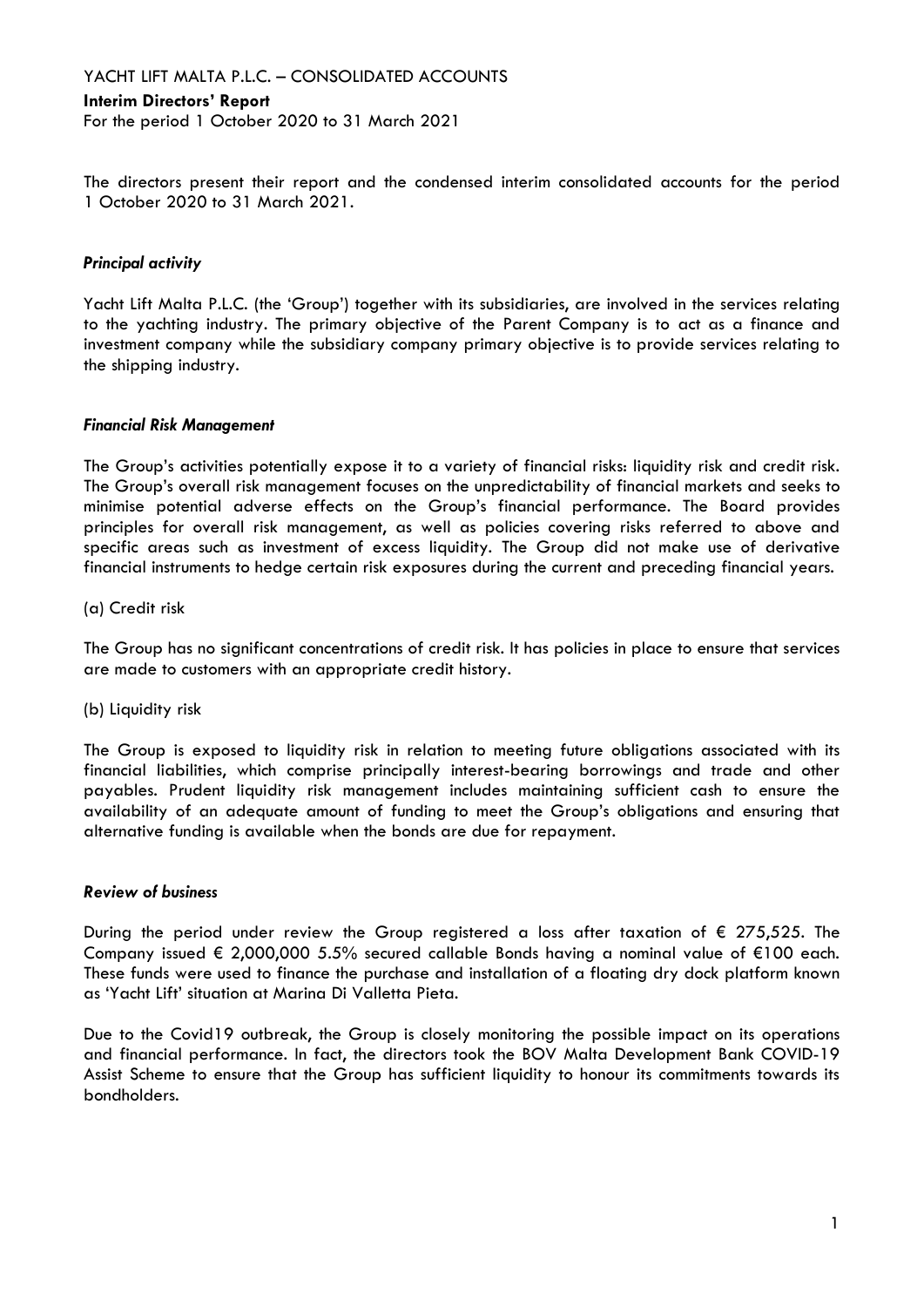YACHT LIFT MALTA P.L.C. – CONSOLIDATED ACCOUNTS

**Interim Directors' Report**

For the period 1 October 2020 to 31 March 2021

The directors present their report and the condensed interim consolidated accounts for the period 1 October 2020 to 31 March 2021.

### *Principal activity*

Yacht Lift Malta P.L.C. (the 'Group') together with its subsidiaries, are involved in the services relating to the yachting industry. The primary objective of the Parent Company is to act as a finance and investment company while the subsidiary company primary objective is to provide services relating to the shipping industry.

### *Financial Risk Management*

The Group's activities potentially expose it to a variety of financial risks: liquidity risk and credit risk. The Group's overall risk management focuses on the unpredictability of financial markets and seeks to minimise potential adverse effects on the Group's financial performance. The Board provides principles for overall risk management, as well as policies covering risks referred to above and specific areas such as investment of excess liquidity. The Group did not make use of derivative financial instruments to hedge certain risk exposures during the current and preceding financial years.

(a) Credit risk

The Group has no significant concentrations of credit risk. It has policies in place to ensure that services are made to customers with an appropriate credit history.

(b) Liquidity risk

The Group is exposed to liquidity risk in relation to meeting future obligations associated with its financial liabilities, which comprise principally interest-bearing borrowings and trade and other payables. Prudent liquidity risk management includes maintaining sufficient cash to ensure the availability of an adequate amount of funding to meet the Group's obligations and ensuring that alternative funding is available when the bonds are due for repayment.

### *Review of business*

During the period under review the Group registered a loss after taxation of € 275,525. The Company issued € 2,000,000 5.5% secured callable Bonds having a nominal value of €100 each. These funds were used to finance the purchase and installation of a floating dry dock platform known as 'Yacht Lift' situation at Marina Di Valletta Pieta.

Due to the Covid19 outbreak, the Group is closely monitoring the possible impact on its operations and financial performance. In fact, the directors took the BOV Malta Development Bank COVID-19 Assist Scheme to ensure that the Group has sufficient liquidity to honour its commitments towards its bondholders.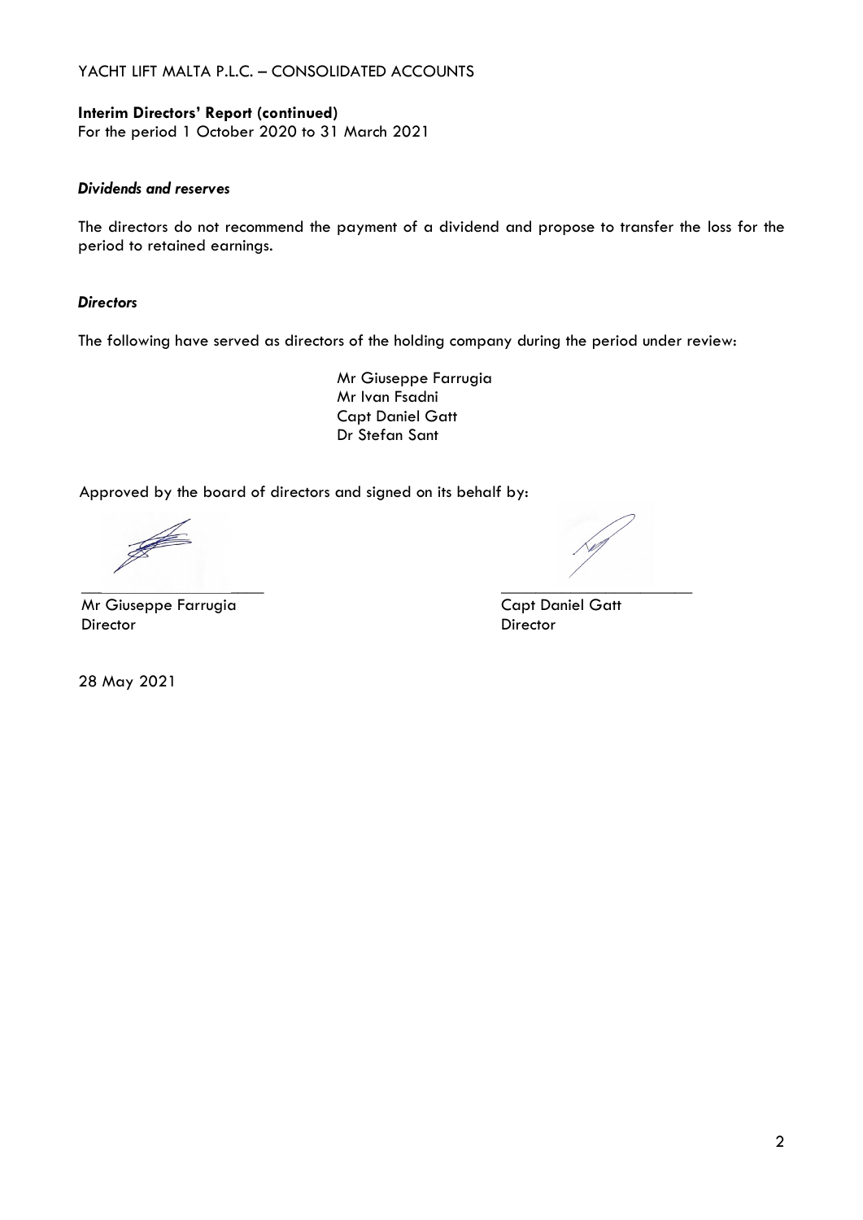YACHT LIFT MALTA P.L.C. – CONSOLIDATED ACCOUNTS

**Interim Directors' Report (continued)**
For the period 1 October 2020 to 31 March 2021

***Dividends and reserves***

The directors do not recommend the payment of a dividend and propose to transfer the loss for the period to retained earnings.

***Directors***

The following have served as directors of the holding company during the period under review:

Mr Giuseppe Farrugia
Mr Ivan Fsadni
Capt Daniel Gatt
Dr Stefan Sant

Approved by the board of directors and signed on its behalf by:

Mr Giuseppe Farrugia
Director

Capt Daniel Gatt
Director

28 May 2021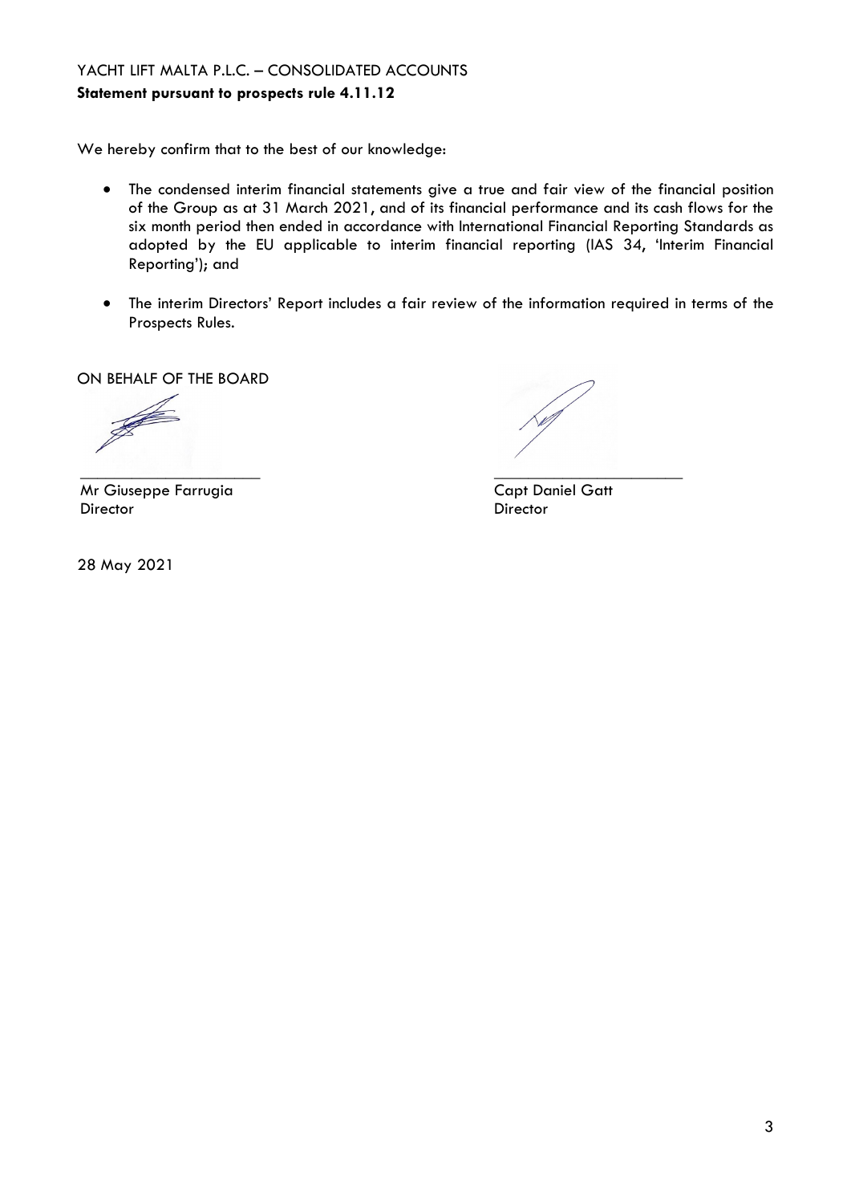YACHT LIFT MALTA P.L.C. – CONSOLIDATED ACCOUNTS

**Statement pursuant to prospects rule 4.11.12**

We hereby confirm that to the best of our knowledge:

- The condensed interim financial statements give a true and fair view of the financial position of the Group as at 31 March 2021, and of its financial performance and its cash flows for the six month period then ended in accordance with International Financial Reporting Standards as adopted by the EU applicable to interim financial reporting (IAS 34, 'Interim Financial Reporting'); and

- The interim Directors' Report includes a fair review of the information required in terms of the Prospects Rules.

ON BEHALF OF THE BOARD

Mr Giuseppe Farrugia
Director

Capt Daniel Gatt
Director

28 May 2021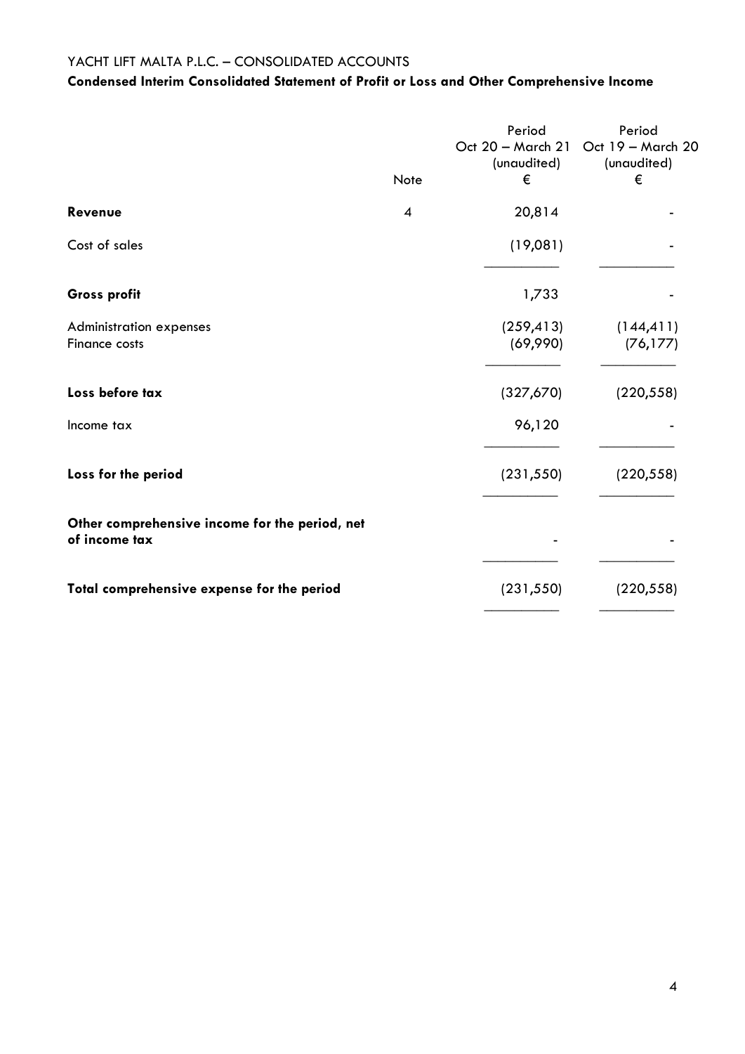YACHT LIFT MALTA P.L.C. – CONSOLIDATED ACCOUNTS

**Condensed Interim Consolidated Statement of Profit or Loss and Other Comprehensive Income**

| | Note | Period Oct 20 – March 21 (unaudited) € | Period Oct 19 – March 20 (unaudited) € |
|---|---|---|---|
| **Revenue** | 4 | 20,814 | - |
| Cost of sales | | (19,081) | - |
| **Gross profit** | | 1,733 | - |
| Administration expenses | | (259,413) | (144,411) |
| Finance costs | | (69,990) | (76,177) |
| **Loss before tax** | | (327,670) | (220,558) |
| Income tax | | 96,120 | - |
| **Loss for the period** | | (231,550) | (220,558) |
| **Other comprehensive income for the period, net of income tax** | | - | - |
| **Total comprehensive expense for the period** | | (231,550) | (220,558) |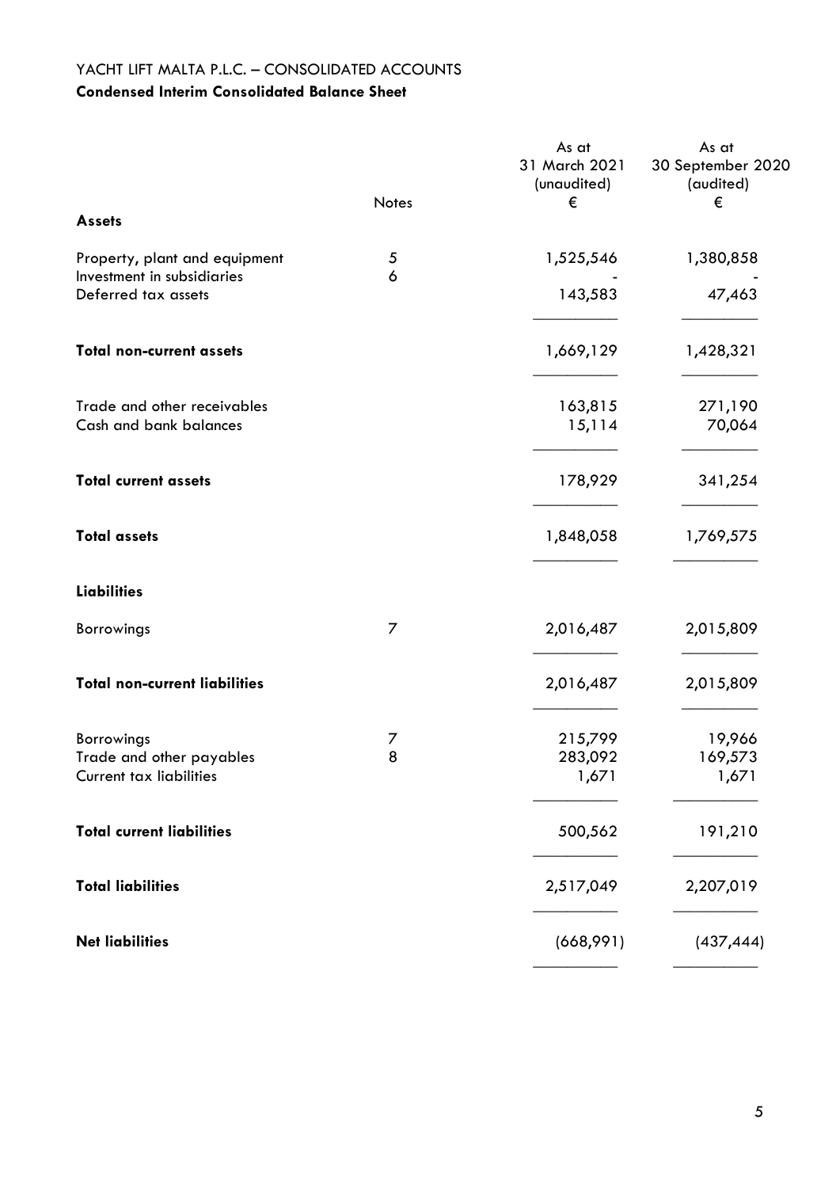YACHT LIFT MALTA P.L.C. – CONSOLIDATED ACCOUNTS

**Condensed Interim Consolidated Balance Sheet**

| | Notes | As at 31 March 2021 (unaudited) € | As at 30 September 2020 (audited) € |
|---|---|---|---|
| **Assets** | | | |
| Property, plant and equipment | 5 | 1,525,546 | 1,380,858 |
| Investment in subsidiaries | 6 | - | - |
| Deferred tax assets | | 143,583 | 47,463 |
| **Total non-current assets** | | 1,669,129 | 1,428,321 |
| Trade and other receivables | | 163,815 | 271,190 |
| Cash and bank balances | | 15,114 | 70,064 |
| **Total current assets** | | 178,929 | 341,254 |
| **Total assets** | | 1,848,058 | 1,769,575 |
| **Liabilities** | | | |
| Borrowings | 7 | 2,016,487 | 2,015,809 |
| **Total non-current liabilities** | | 2,016,487 | 2,015,809 |
| Borrowings | 7 | 215,799 | 19,966 |
| Trade and other payables | 8 | 283,092 | 169,573 |
| Current tax liabilities | | 1,671 | 1,671 |
| **Total current liabilities** | | 500,562 | 191,210 |
| **Total liabilities** | | 2,517,049 | 2,207,019 |
| **Net liabilities** | | (668,991) | (437,444) |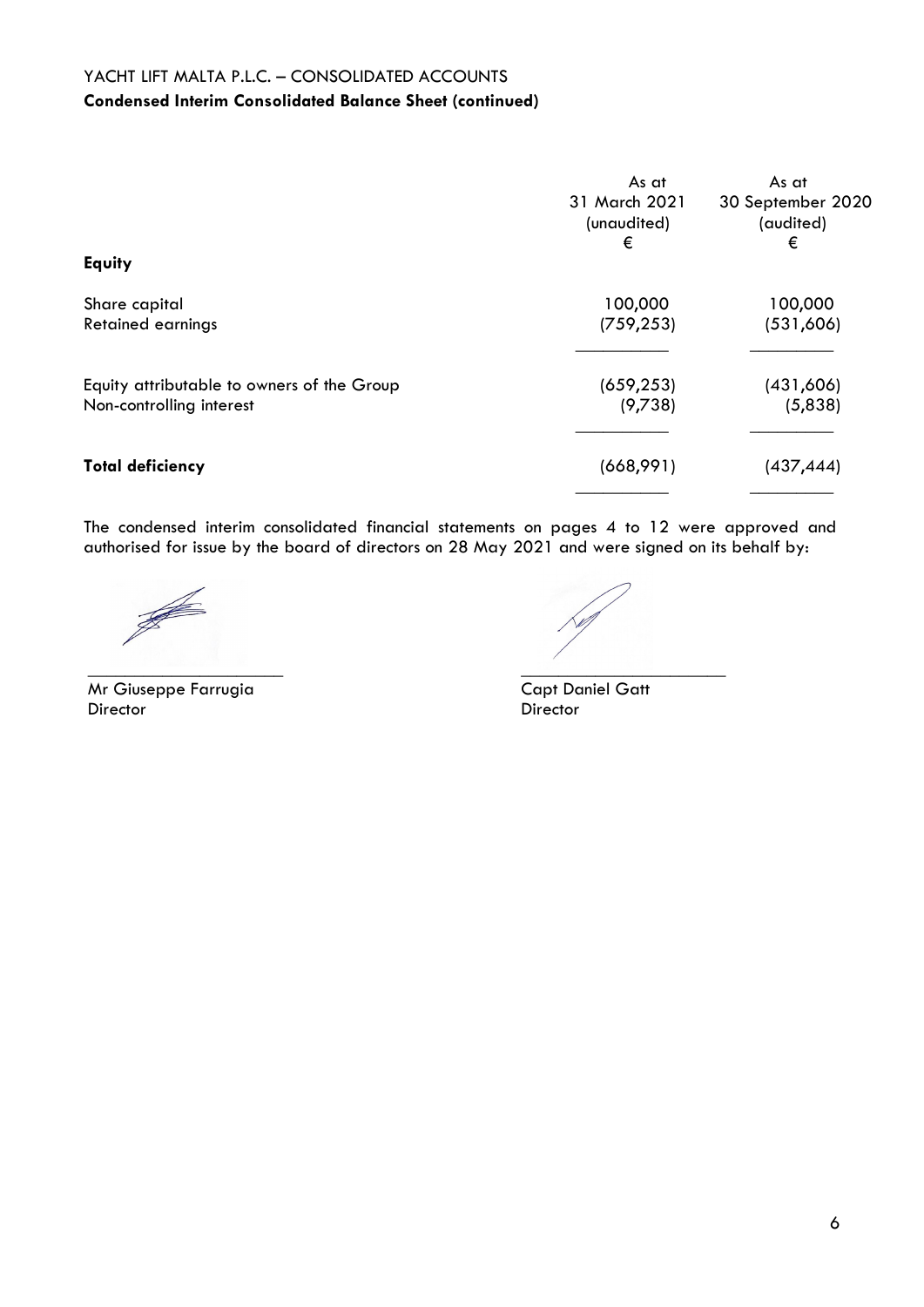YACHT LIFT MALTA P.L.C. – CONSOLIDATED ACCOUNTS

**Condensed Interim Consolidated Balance Sheet (continued)**

| | As at 31 March 2021 (unaudited) € | As at 30 September 2020 (audited) € |
|---|---|---|
| **Equity** | | |
| Share capital | 100,000 | 100,000 |
| Retained earnings | (759,253) | (531,606) |
| Equity attributable to owners of the Group | (659,253) | (431,606) |
| Non-controlling interest | (9,738) | (5,838) |
| **Total deficiency** | (668,991) | (437,444) |

The condensed interim consolidated financial statements on pages 4 to 12 were approved and authorised for issue by the board of directors on 28 May 2021 and were signed on its behalf by:

Mr Giuseppe Farrugia
Director

Capt Daniel Gatt
Director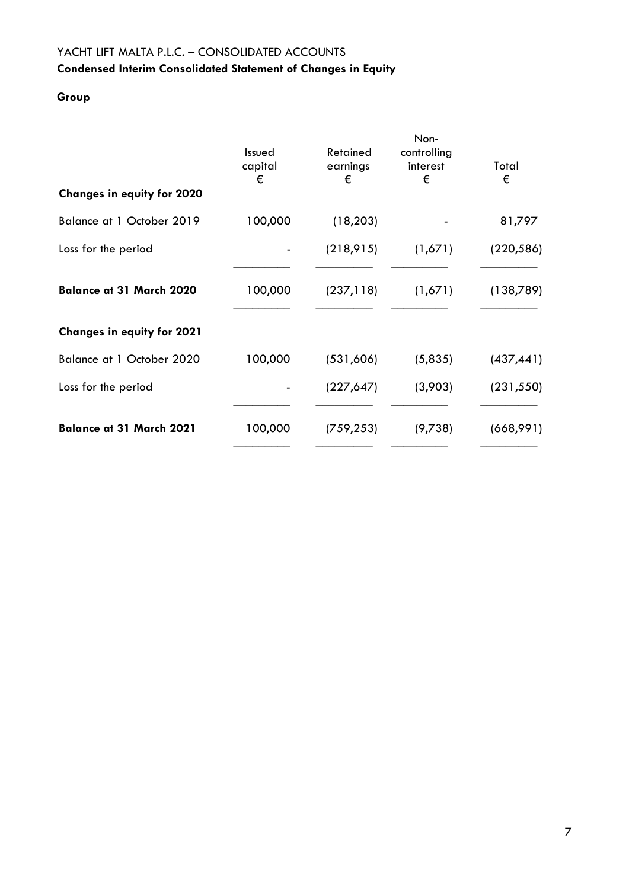YACHT LIFT MALTA P.L.C. – CONSOLIDATED ACCOUNTS

**Condensed Interim Consolidated Statement of Changes in Equity**

**Group**

| | Issued capital € | Retained earnings € | Non-controlling interest € | Total € |
|---|---|---|---|---|
| **Changes in equity for 2020** | | | | |
| Balance at 1 October 2019 | 100,000 | (18,203) | - | 81,797 |
| Loss for the period | - | (218,915) | (1,671) | (220,586) |
| **Balance at 31 March 2020** | 100,000 | (237,118) | (1,671) | (138,789) |
| **Changes in equity for 2021** | | | | |
| Balance at 1 October 2020 | 100,000 | (531,606) | (5,835) | (437,441) |
| Loss for the period | - | (227,647) | (3,903) | (231,550) |
| **Balance at 31 March 2021** | 100,000 | (759,253) | (9,738) | (668,991) |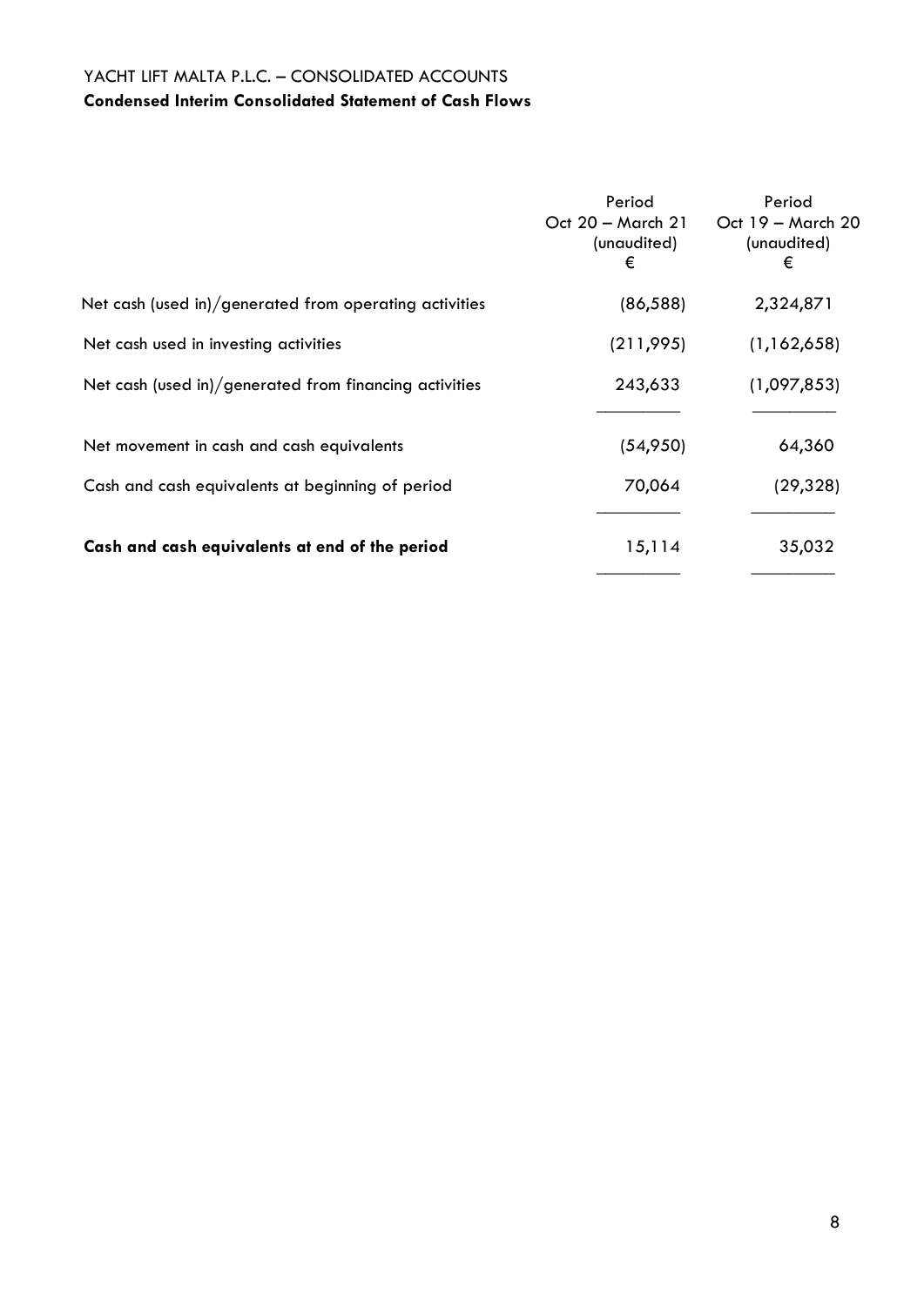YACHT LIFT MALTA P.L.C. – CONSOLIDATED ACCOUNTS

**Condensed Interim Consolidated Statement of Cash Flows**

| | Period Oct 20 – March 21 (unaudited) € | Period Oct 19 – March 20 (unaudited) € |
|---|---|---|
| Net cash (used in)/generated from operating activities | (86,588) | 2,324,871 |
| Net cash used in investing activities | (211,995) | (1,162,658) |
| Net cash (used in)/generated from financing activities | 243,633 | (1,097,853) |
| Net movement in cash and cash equivalents | (54,950) | 64,360 |
| Cash and cash equivalents at beginning of period | 70,064 | (29,328) |
| **Cash and cash equivalents at end of the period** | 15,114 | 35,032 |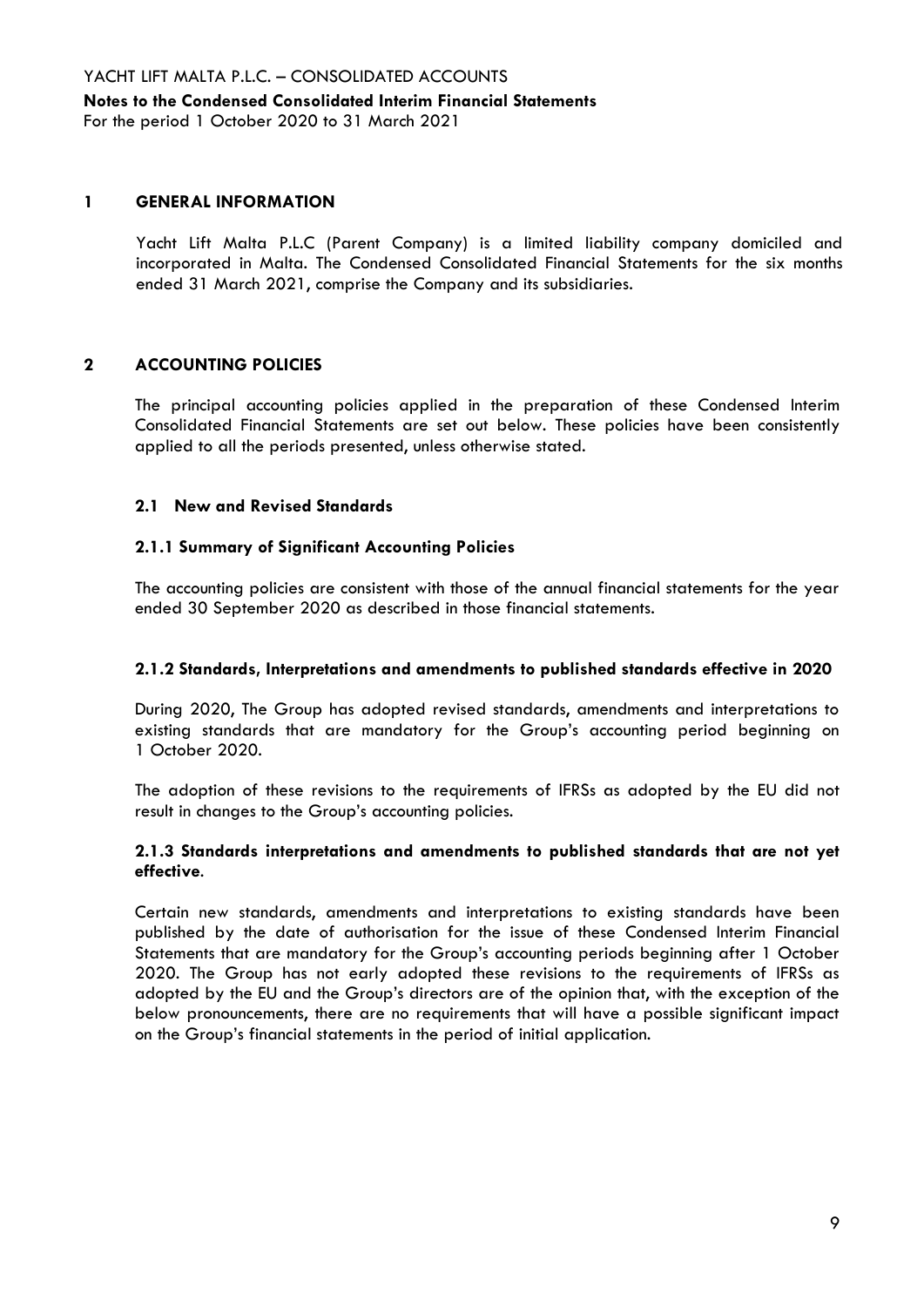**Notes to the Condensed Consolidated Interim Financial Statements**

For the period 1 October 2020 to 31 March 2021

## 1 GENERAL INFORMATION

Yacht Lift Malta P.L.C (Parent Company) is a limited liability company domiciled and incorporated in Malta. The Condensed Consolidated Financial Statements for the six months ended 31 March 2021, comprise the Company and its subsidiaries.

## 2 ACCOUNTING POLICIES

The principal accounting policies applied in the preparation of these Condensed Interim Consolidated Financial Statements are set out below. These policies have been consistently applied to all the periods presented, unless otherwise stated.

### 2.1 New and Revised Standards

#### 2.1.1 Summary of Significant Accounting Policies

The accounting policies are consistent with those of the annual financial statements for the year ended 30 September 2020 as described in those financial statements.

#### 2.1.2 Standards, Interpretations and amendments to published standards effective in 2020

During 2020, The Group has adopted revised standards, amendments and interpretations to existing standards that are mandatory for the Group's accounting period beginning on 1 October 2020.

The adoption of these revisions to the requirements of IFRSs as adopted by the EU did not result in changes to the Group's accounting policies.

#### 2.1.3 Standards interpretations and amendments to published standards that are not yet effective.

Certain new standards, amendments and interpretations to existing standards have been published by the date of authorisation for the issue of these Condensed Interim Financial Statements that are mandatory for the Group's accounting periods beginning after 1 October 2020. The Group has not early adopted these revisions to the requirements of IFRSs as adopted by the EU and the Group's directors are of the opinion that, with the exception of the below pronouncements, there are no requirements that will have a possible significant impact on the Group's financial statements in the period of initial application.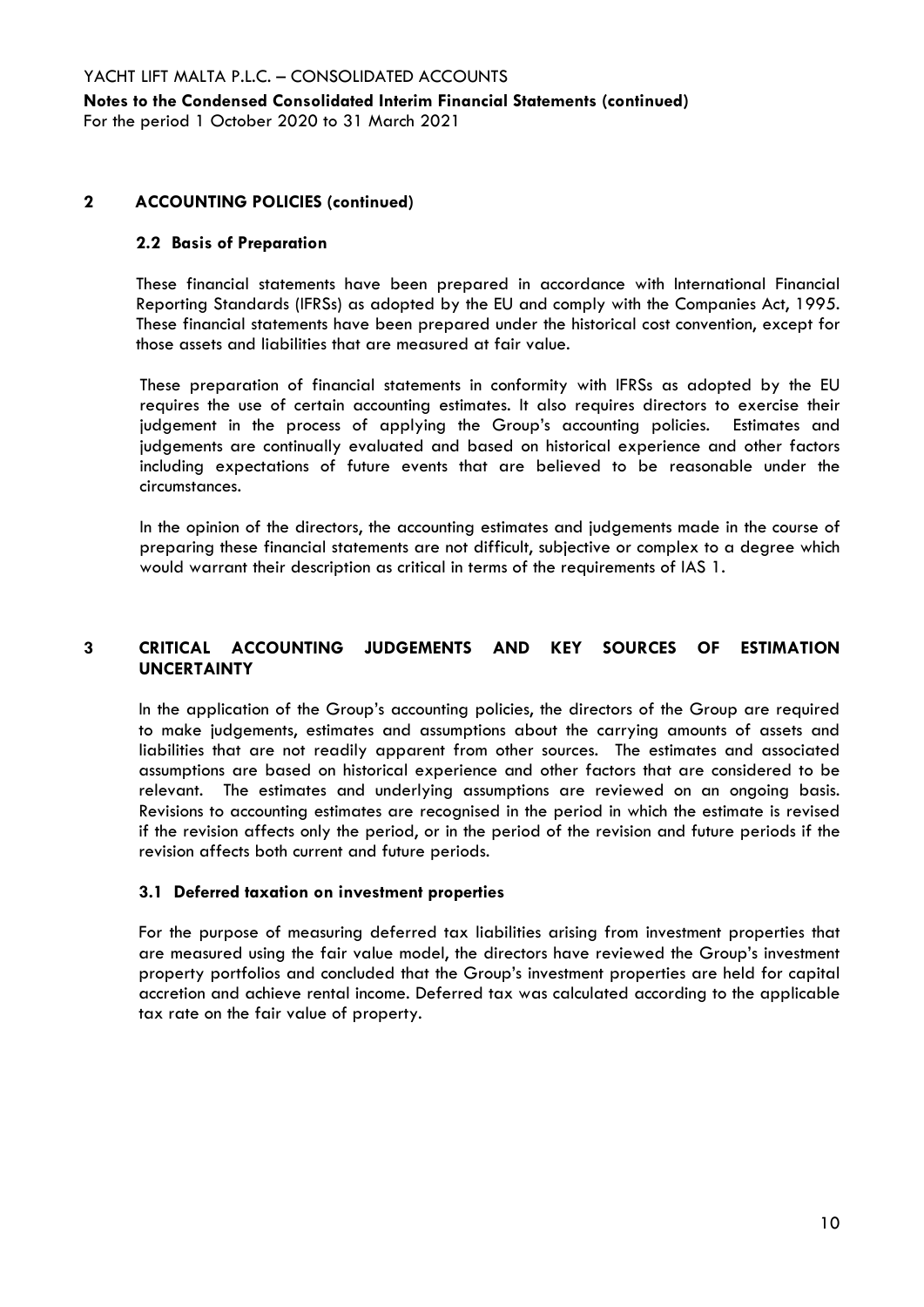## 2 ACCOUNTING POLICIES (continued)

### 2.2 Basis of Preparation

These financial statements have been prepared in accordance with International Financial Reporting Standards (IFRSs) as adopted by the EU and comply with the Companies Act, 1995. These financial statements have been prepared under the historical cost convention, except for those assets and liabilities that are measured at fair value.

These preparation of financial statements in conformity with IFRSs as adopted by the EU requires the use of certain accounting estimates. It also requires directors to exercise their judgement in the process of applying the Group's accounting policies. Estimates and judgements are continually evaluated and based on historical experience and other factors including expectations of future events that are believed to be reasonable under the circumstances.

In the opinion of the directors, the accounting estimates and judgements made in the course of preparing these financial statements are not difficult, subjective or complex to a degree which would warrant their description as critical in terms of the requirements of IAS 1.

## 3 CRITICAL ACCOUNTING JUDGEMENTS AND KEY SOURCES OF ESTIMATION UNCERTAINTY

In the application of the Group's accounting policies, the directors of the Group are required to make judgements, estimates and assumptions about the carrying amounts of assets and liabilities that are not readily apparent from other sources. The estimates and associated assumptions are based on historical experience and other factors that are considered to be relevant. The estimates and underlying assumptions are reviewed on an ongoing basis. Revisions to accounting estimates are recognised in the period in which the estimate is revised if the revision affects only the period, or in the period of the revision and future periods if the revision affects both current and future periods.

### 3.1 Deferred taxation on investment properties

For the purpose of measuring deferred tax liabilities arising from investment properties that are measured using the fair value model, the directors have reviewed the Group's investment property portfolios and concluded that the Group's investment properties are held for capital accretion and achieve rental income. Deferred tax was calculated according to the applicable tax rate on the fair value of property.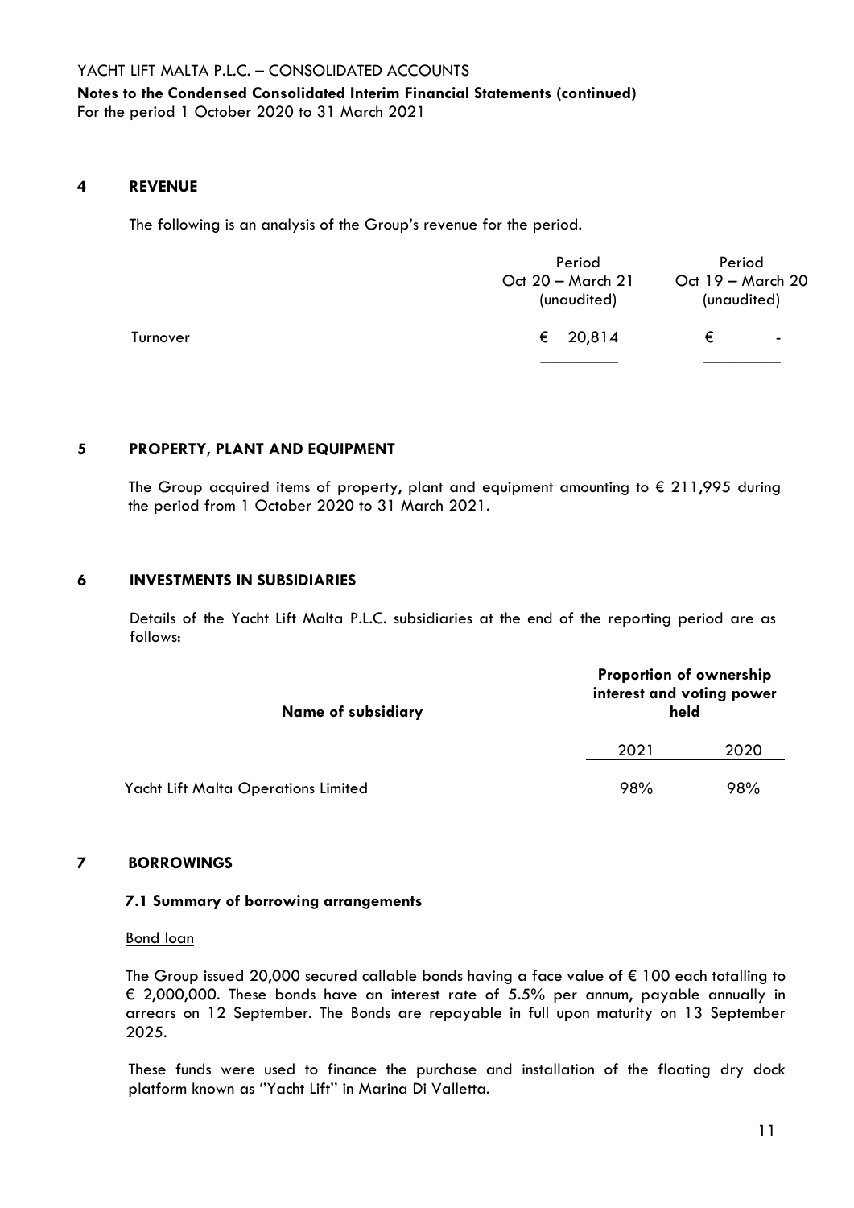YACHT LIFT MALTA P.L.C. – CONSOLIDATED ACCOUNTS

**Notes to the Condensed Consolidated Interim Financial Statements (continued)**

For the period 1 October 2020 to 31 March 2021

## 4 REVENUE

The following is an analysis of the Group's revenue for the period.

| | Period Oct 20 – March 21 (unaudited) | Period Oct 19 – March 20 (unaudited) |
|---|---|---|
| Turnover | € 20,814 | € - |

## 5 PROPERTY, PLANT AND EQUIPMENT

The Group acquired items of property, plant and equipment amounting to € 211,995 during the period from 1 October 2020 to 31 March 2021.

## 6 INVESTMENTS IN SUBSIDIARIES

Details of the Yacht Lift Malta P.L.C. subsidiaries at the end of the reporting period are as follows:

| **Name of subsidiary** | **Proportion of ownership interest and voting power held** | |
|---|---|---|
| | 2021 | 2020 |
| Yacht Lift Malta Operations Limited | 98% | 98% |

## 7 BORROWINGS

### 7.1 Summary of borrowing arrangements

Bond loan

The Group issued 20,000 secured callable bonds having a face value of € 100 each totalling to € 2,000,000. These bonds have an interest rate of 5.5% per annum, payable annually in arrears on 12 September. The Bonds are repayable in full upon maturity on 13 September 2025.

These funds were used to finance the purchase and installation of the floating dry dock platform known as "Yacht Lift" in Marina Di Valletta.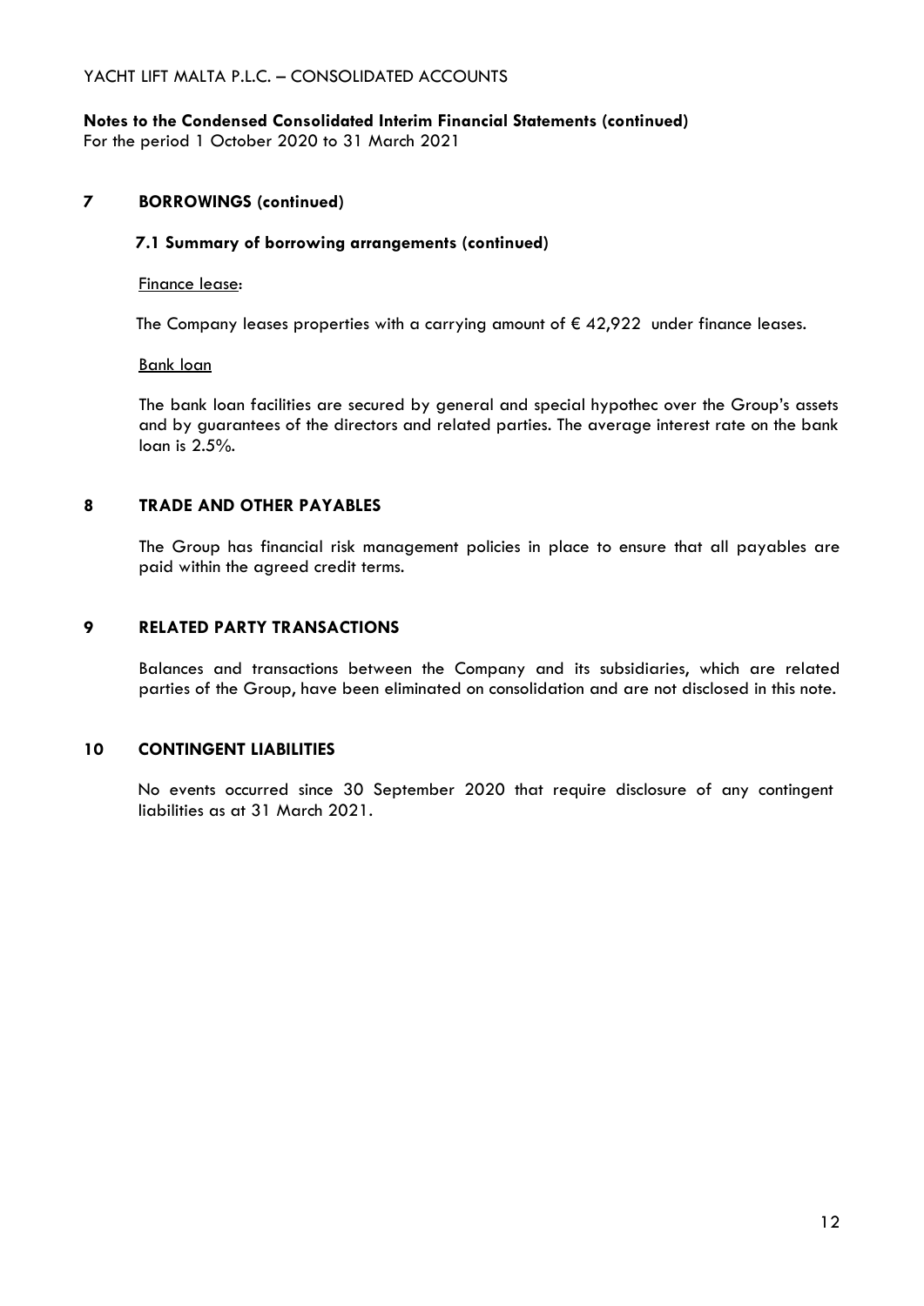**Notes to the Condensed Consolidated Interim Financial Statements (continued)**
For the period 1 October 2020 to 31 March 2021

## 7 BORROWINGS (continued)

### 7.1 Summary of borrowing arrangements (continued)

Finance lease:

The Company leases properties with a carrying amount of € 42,922 under finance leases.

Bank loan

The bank loan facilities are secured by general and special hypothec over the Group's assets and by guarantees of the directors and related parties. The average interest rate on the bank loan is 2.5%.

## 8 TRADE AND OTHER PAYABLES

The Group has financial risk management policies in place to ensure that all payables are paid within the agreed credit terms.

## 9 RELATED PARTY TRANSACTIONS

Balances and transactions between the Company and its subsidiaries, which are related parties of the Group, have been eliminated on consolidation and are not disclosed in this note.

## 10 CONTINGENT LIABILITIES

No events occurred since 30 September 2020 that require disclosure of any contingent liabilities as at 31 March 2021.